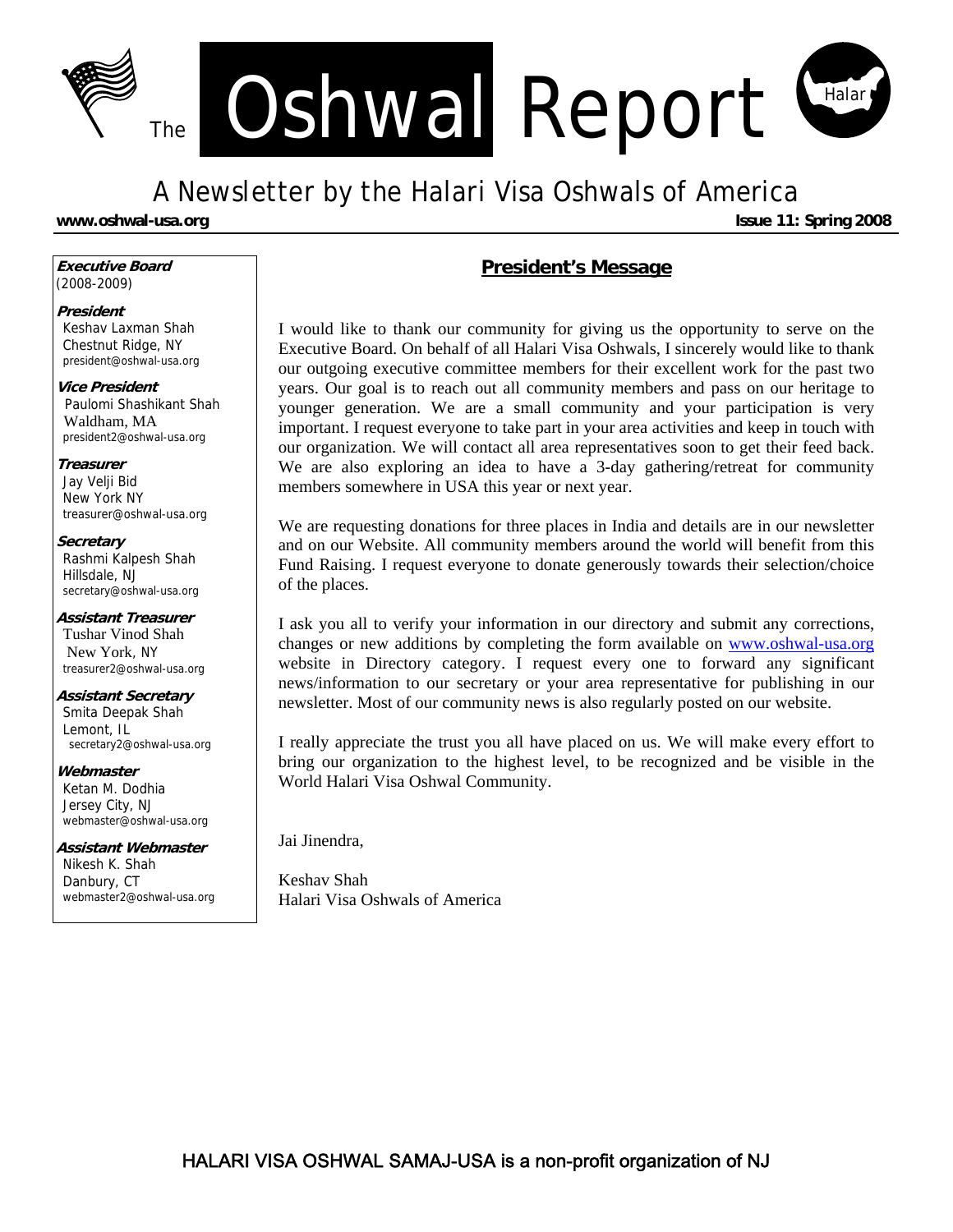# The Oshwal Report

Halar

## A Newsletter by the Halari Visa Oshwals of America

**www.oshwal-usa.org** **Issue 11: Spring 2008**

**Executive Board**
(2008-2009)

**President**
Keshav Laxman Shah
Chestnut Ridge, NY
president@oshwal-usa.org

**Vice President**
Paulomi Shashikant Shah
Waldham, MA
president2@oshwal-usa.org

**Treasurer**
Jay Velji Bid
New York NY
treasurer@oshwal-usa.org

**Secretary**
Rashmi Kalpesh Shah
Hillsdale, NJ
secretary@oshwal-usa.org

**Assistant Treasurer**
Tushar Vinod Shah
New York, NY
treasurer2@oshwal-usa.org

**Assistant Secretary**
Smita Deepak Shah
Lemont, IL
secretary2@oshwal-usa.org

**Webmaster**
Ketan M. Dodhia
Jersey City, NJ
webmaster@oshwal-usa.org

**Assistant Webmaster**
Nikesh K. Shah
Danbury, CT
webmaster2@oshwal-usa.org

## President's Message

I would like to thank our community for giving us the opportunity to serve on the Executive Board. On behalf of all Halari Visa Oshwals, I sincerely would like to thank our outgoing executive committee members for their excellent work for the past two years. Our goal is to reach out all community members and pass on our heritage to younger generation. We are a small community and your participation is very important. I request everyone to take part in your area activities and keep in touch with our organization. We will contact all area representatives soon to get their feed back. We are also exploring an idea to have a 3-day gathering/retreat for community members somewhere in USA this year or next year.

We are requesting donations for three places in India and details are in our newsletter and on our Website. All community members around the world will benefit from this Fund Raising. I request everyone to donate generously towards their selection/choice of the places.

I ask you all to verify your information in our directory and submit any corrections, changes or new additions by completing the form available on www.oshwal-usa.org website in Directory category. I request every one to forward any significant news/information to our secretary or your area representative for publishing in our newsletter. Most of our community news is also regularly posted on our website.

I really appreciate the trust you all have placed on us. We will make every effort to bring our organization to the highest level, to be recognized and be visible in the World Halari Visa Oshwal Community.

Jai Jinendra,

Keshav Shah
Halari Visa Oshwals of America

HALARI VISA OSHWAL SAMAJ-USA is a non-profit organization of NJ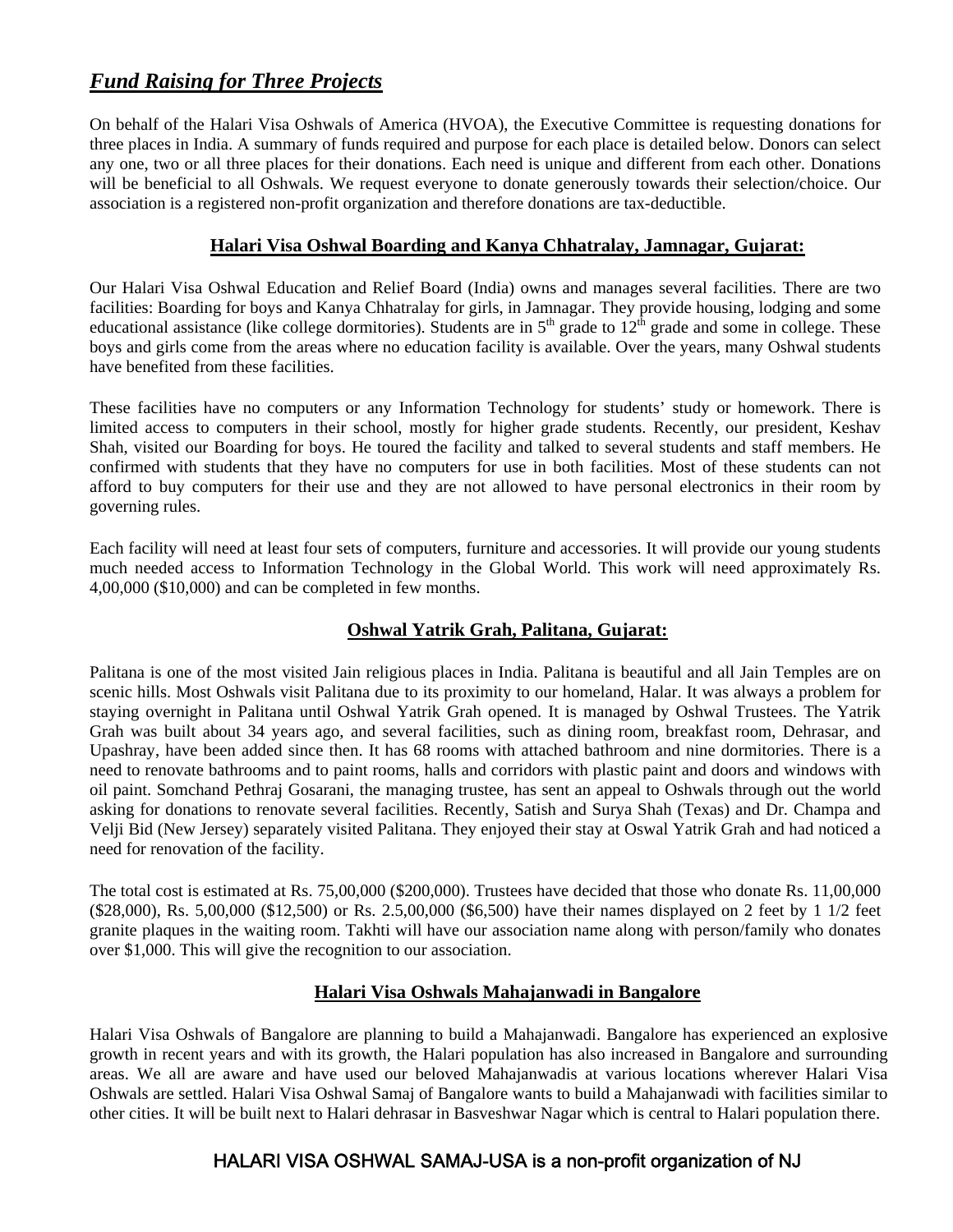## *Fund Raising for Three Projects*

On behalf of the Halari Visa Oshwals of America (HVOA), the Executive Committee is requesting donations for three places in India. A summary of funds required and purpose for each place is detailed below. Donors can select any one, two or all three places for their donations. Each need is unique and different from each other. Donations will be beneficial to all Oshwals. We request everyone to donate generously towards their selection/choice. Our association is a registered non-profit organization and therefore donations are tax-deductible.

### Halari Visa Oshwal Boarding and Kanya Chhatralay, Jamnagar, Gujarat:

Our Halari Visa Oshwal Education and Relief Board (India) owns and manages several facilities. There are two facilities: Boarding for boys and Kanya Chhatralay for girls, in Jamnagar. They provide housing, lodging and some educational assistance (like college dormitories). Students are in 5th grade to 12th grade and some in college. These boys and girls come from the areas where no education facility is available. Over the years, many Oshwal students have benefited from these facilities.

These facilities have no computers or any Information Technology for students' study or homework. There is limited access to computers in their school, mostly for higher grade students. Recently, our president, Keshav Shah, visited our Boarding for boys. He toured the facility and talked to several students and staff members. He confirmed with students that they have no computers for use in both facilities. Most of these students can not afford to buy computers for their use and they are not allowed to have personal electronics in their room by governing rules.

Each facility will need at least four sets of computers, furniture and accessories. It will provide our young students much needed access to Information Technology in the Global World. This work will need approximately Rs. 4,00,000 ($10,000) and can be completed in few months.

### Oshwal Yatrik Grah, Palitana, Gujarat:

Palitana is one of the most visited Jain religious places in India. Palitana is beautiful and all Jain Temples are on scenic hills. Most Oshwals visit Palitana due to its proximity to our homeland, Halar. It was always a problem for staying overnight in Palitana until Oshwal Yatrik Grah opened. It is managed by Oshwal Trustees. The Yatrik Grah was built about 34 years ago, and several facilities, such as dining room, breakfast room, Dehrasar, and Upashray, have been added since then. It has 68 rooms with attached bathroom and nine dormitories. There is a need to renovate bathrooms and to paint rooms, halls and corridors with plastic paint and doors and windows with oil paint. Somchand Pethraj Gosarani, the managing trustee, has sent an appeal to Oshwals through out the world asking for donations to renovate several facilities. Recently, Satish and Surya Shah (Texas) and Dr. Champa and Velji Bid (New Jersey) separately visited Palitana. They enjoyed their stay at Oswal Yatrik Grah and had noticed a need for renovation of the facility.

The total cost is estimated at Rs. 75,00,000 ($200,000). Trustees have decided that those who donate Rs. 11,00,000 ($28,000), Rs. 5,00,000 ($12,500) or Rs. 2.5,00,000 ($6,500) have their names displayed on 2 feet by 1 1/2 feet granite plaques in the waiting room. Takhti will have our association name along with person/family who donates over $1,000. This will give the recognition to our association.

### Halari Visa Oshwals Mahajanwadi in Bangalore

Halari Visa Oshwals of Bangalore are planning to build a Mahajanwadi. Bangalore has experienced an explosive growth in recent years and with its growth, the Halari population has also increased in Bangalore and surrounding areas. We all are aware and have used our beloved Mahajanwadis at various locations wherever Halari Visa Oshwals are settled. Halari Visa Oshwal Samaj of Bangalore wants to build a Mahajanwadi with facilities similar to other cities. It will be built next to Halari dehrasar in Basveshwar Nagar which is central to Halari population there.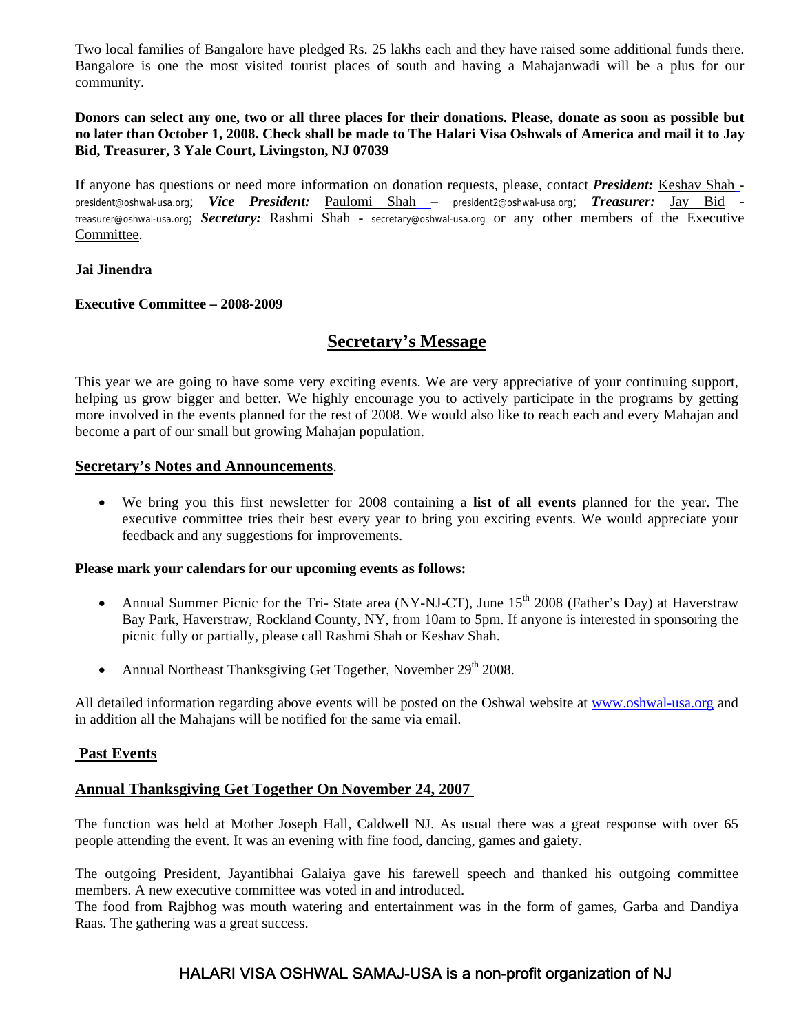Two local families of Bangalore have pledged Rs. 25 lakhs each and they have raised some additional funds there. Bangalore is one the most visited tourist places of south and having a Mahajanwadi will be a plus for our community.

**Donors can select any one, two or all three places for their donations. Please, donate as soon as possible but no later than October 1, 2008. Check shall be made to The Halari Visa Oshwals of America and mail it to Jay Bid, Treasurer, 3 Yale Court, Livingston, NJ 07039**

If anyone has questions or need more information on donation requests, please, contact ***President:*** Keshav Shah - president@oshwal-usa.org; ***Vice President:*** Paulomi Shah – president2@oshwal-usa.org; ***Treasurer:*** Jay Bid - treasurer@oshwal-usa.org; ***Secretary:*** Rashmi Shah - secretary@oshwal-usa.org or any other members of the Executive Committee.

**Jai Jinendra**

**Executive Committee – 2008-2009**

## Secretary's Message

This year we are going to have some very exciting events. We are very appreciative of your continuing support, helping us grow bigger and better. We highly encourage you to actively participate in the programs by getting more involved in the events planned for the rest of 2008. We would also like to reach each and every Mahajan and become a part of our small but growing Mahajan population.

### Secretary's Notes and Announcements.

- We bring you this first newsletter for 2008 containing a **list of all events** planned for the year. The executive committee tries their best every year to bring you exciting events. We would appreciate your feedback and any suggestions for improvements.

**Please mark your calendars for our upcoming events as follows:**

- Annual Summer Picnic for the Tri- State area (NY-NJ-CT), June 15th 2008 (Father's Day) at Haverstraw Bay Park, Haverstraw, Rockland County, NY, from 10am to 5pm. If anyone is interested in sponsoring the picnic fully or partially, please call Rashmi Shah or Keshav Shah.

- Annual Northeast Thanksgiving Get Together, November 29th 2008.

All detailed information regarding above events will be posted on the Oshwal website at www.oshwal-usa.org and in addition all the Mahajans will be notified for the same via email.

### Past Events

### Annual Thanksgiving Get Together On November 24, 2007

The function was held at Mother Joseph Hall, Caldwell NJ. As usual there was a great response with over 65 people attending the event. It was an evening with fine food, dancing, games and gaiety.

The outgoing President, Jayantibhai Galaiya gave his farewell speech and thanked his outgoing committee members. A new executive committee was voted in and introduced.
The food from Rajbhog was mouth watering and entertainment was in the form of games, Garba and Dandiya Raas. The gathering was a great success.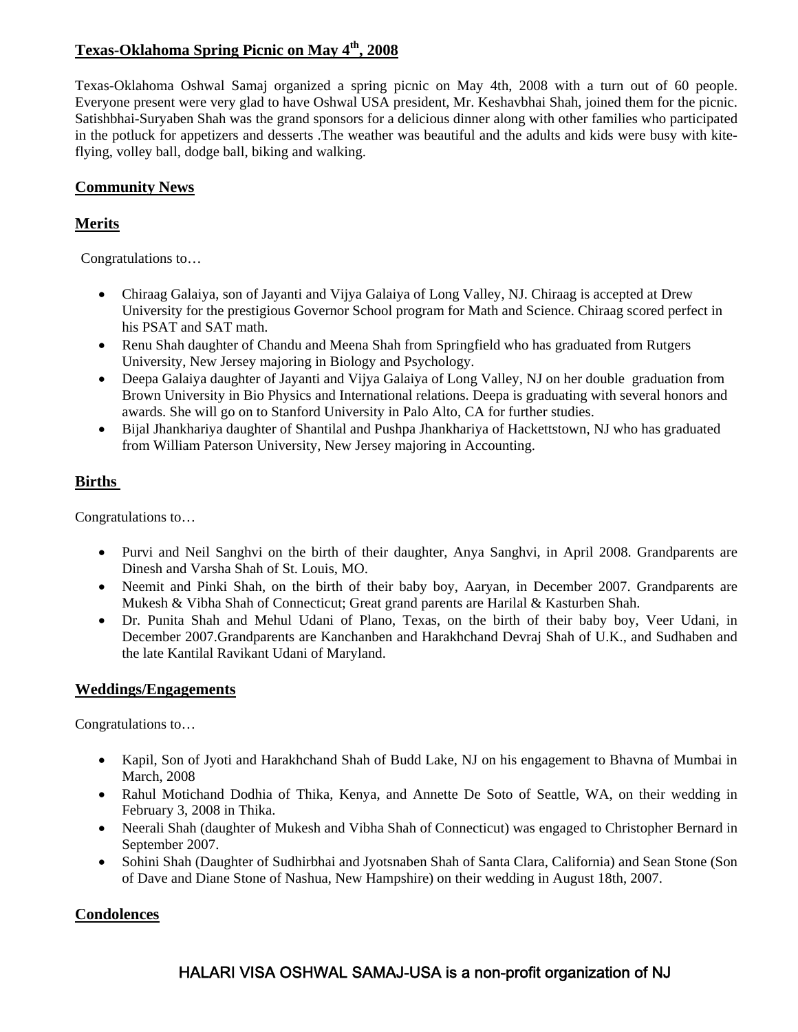## Texas-Oklahoma Spring Picnic on May 4th, 2008

Texas-Oklahoma Oshwal Samaj organized a spring picnic on May 4th, 2008 with a turn out of 60 people. Everyone present were very glad to have Oshwal USA president, Mr. Keshavbhai Shah, joined them for the picnic. Satishbhai-Suryaben Shah was the grand sponsors for a delicious dinner along with other families who participated in the potluck for appetizers and desserts .The weather was beautiful and the adults and kids were busy with kite-flying, volley ball, dodge ball, biking and walking.

## Community News

## Merits

Congratulations to…

- Chiraag Galaiya, son of Jayanti and Vijya Galaiya of Long Valley, NJ. Chiraag is accepted at Drew University for the prestigious Governor School program for Math and Science. Chiraag scored perfect in his PSAT and SAT math.
- Renu Shah daughter of Chandu and Meena Shah from Springfield who has graduated from Rutgers University, New Jersey majoring in Biology and Psychology.
- Deepa Galaiya daughter of Jayanti and Vijya Galaiya of Long Valley, NJ on her double graduation from Brown University in Bio Physics and International relations. Deepa is graduating with several honors and awards. She will go on to Stanford University in Palo Alto, CA for further studies.
- Bijal Jhankhariya daughter of Shantilal and Pushpa Jhankhariya of Hackettstown, NJ who has graduated from William Paterson University, New Jersey majoring in Accounting.

## Births

Congratulations to…

- Purvi and Neil Sanghvi on the birth of their daughter, Anya Sanghvi, in April 2008. Grandparents are Dinesh and Varsha Shah of St. Louis, MO.
- Neemit and Pinki Shah, on the birth of their baby boy, Aaryan, in December 2007. Grandparents are Mukesh & Vibha Shah of Connecticut; Great grand parents are Harilal & Kasturben Shah.
- Dr. Punita Shah and Mehul Udani of Plano, Texas, on the birth of their baby boy, Veer Udani, in December 2007.Grandparents are Kanchanben and Harakhchand Devraj Shah of U.K., and Sudhaben and the late Kantilal Ravikant Udani of Maryland.

## Weddings/Engagements

Congratulations to…

- Kapil, Son of Jyoti and Harakhchand Shah of Budd Lake, NJ on his engagement to Bhavna of Mumbai in March, 2008
- Rahul Motichand Dodhia of Thika, Kenya, and Annette De Soto of Seattle, WA, on their wedding in February 3, 2008 in Thika.
- Neerali Shah (daughter of Mukesh and Vibha Shah of Connecticut) was engaged to Christopher Bernard in September 2007.
- Sohini Shah (Daughter of Sudhirbhai and Jyotsnaben Shah of Santa Clara, California) and Sean Stone (Son of Dave and Diane Stone of Nashua, New Hampshire) on their wedding in August 18th, 2007.

## Condolences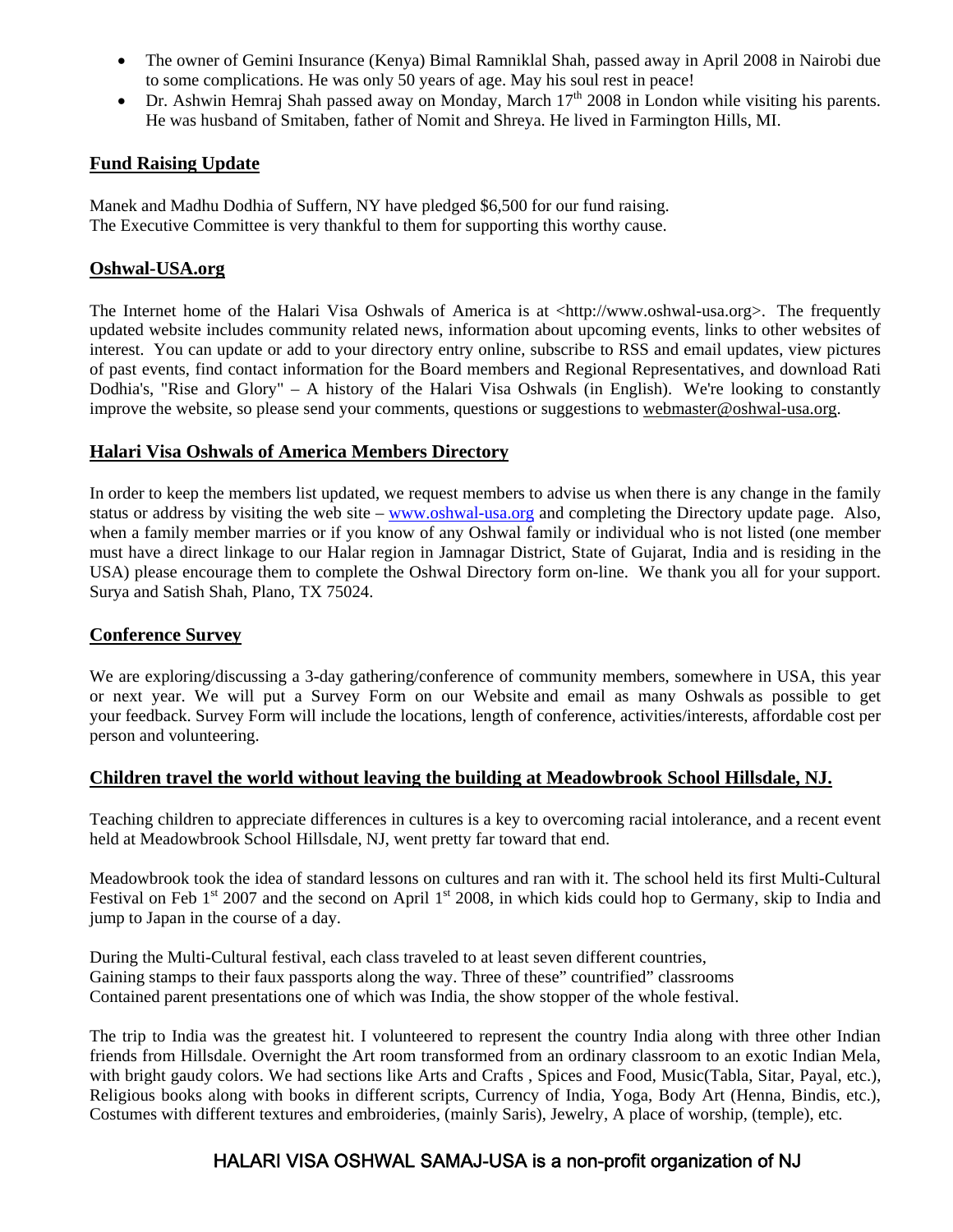- The owner of Gemini Insurance (Kenya) Bimal Ramniklal Shah, passed away in April 2008 in Nairobi due to some complications. He was only 50 years of age. May his soul rest in peace!
- Dr. Ashwin Hemraj Shah passed away on Monday, March 17th 2008 in London while visiting his parents. He was husband of Smitaben, father of Nomit and Shreya. He lived in Farmington Hills, MI.

## Fund Raising Update

Manek and Madhu Dodhia of Suffern, NY have pledged $6,500 for our fund raising.
The Executive Committee is very thankful to them for supporting this worthy cause.

## Oshwal-USA.org

The Internet home of the Halari Visa Oshwals of America is at <http://www.oshwal-usa.org>. The frequently updated website includes community related news, information about upcoming events, links to other websites of interest. You can update or add to your directory entry online, subscribe to RSS and email updates, view pictures of past events, find contact information for the Board members and Regional Representatives, and download Rati Dodhia's, "Rise and Glory" – A history of the Halari Visa Oshwals (in English). We're looking to constantly improve the website, so please send your comments, questions or suggestions to webmaster@oshwal-usa.org.

## Halari Visa Oshwals of America Members Directory

In order to keep the members list updated, we request members to advise us when there is any change in the family status or address by visiting the web site – www.oshwal-usa.org and completing the Directory update page. Also, when a family member marries or if you know of any Oshwal family or individual who is not listed (one member must have a direct linkage to our Halar region in Jamnagar District, State of Gujarat, India and is residing in the USA) please encourage them to complete the Oshwal Directory form on-line. We thank you all for your support. Surya and Satish Shah, Plano, TX 75024.

## Conference Survey

We are exploring/discussing a 3-day gathering/conference of community members, somewhere in USA, this year or next year. We will put a Survey Form on our Website and email as many Oshwals as possible to get your feedback. Survey Form will include the locations, length of conference, activities/interests, affordable cost per person and volunteering.

## Children travel the world without leaving the building at Meadowbrook School Hillsdale, NJ.

Teaching children to appreciate differences in cultures is a key to overcoming racial intolerance, and a recent event held at Meadowbrook School Hillsdale, NJ, went pretty far toward that end.

Meadowbrook took the idea of standard lessons on cultures and ran with it. The school held its first Multi-Cultural Festival on Feb 1st 2007 and the second on April 1st 2008, in which kids could hop to Germany, skip to India and jump to Japan in the course of a day.

During the Multi-Cultural festival, each class traveled to at least seven different countries,
Gaining stamps to their faux passports along the way. Three of these" countrified" classrooms
Contained parent presentations one of which was India, the show stopper of the whole festival.

The trip to India was the greatest hit. I volunteered to represent the country India along with three other Indian friends from Hillsdale. Overnight the Art room transformed from an ordinary classroom to an exotic Indian Mela, with bright gaudy colors. We had sections like Arts and Crafts , Spices and Food, Music(Tabla, Sitar, Payal, etc.), Religious books along with books in different scripts, Currency of India, Yoga, Body Art (Henna, Bindis, etc.), Costumes with different textures and embroideries, (mainly Saris), Jewelry, A place of worship, (temple), etc.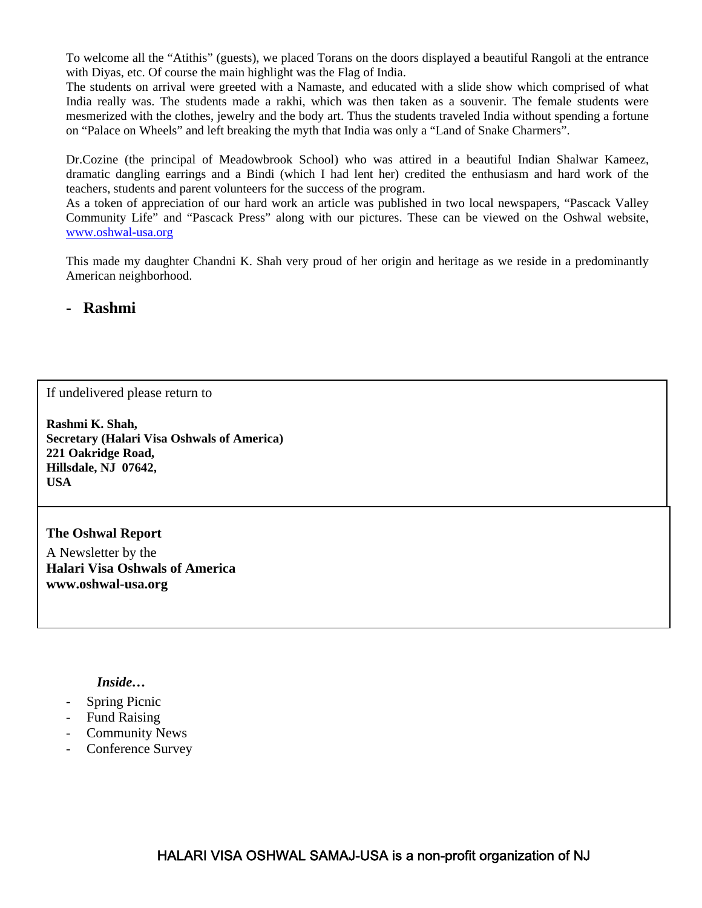To welcome all the "Atithis" (guests), we placed Torans on the doors displayed a beautiful Rangoli at the entrance with Diyas, etc. Of course the main highlight was the Flag of India.
The students on arrival were greeted with a Namaste, and educated with a slide show which comprised of what India really was. The students made a rakhi, which was then taken as a souvenir. The female students were mesmerized with the clothes, jewelry and the body art. Thus the students traveled India without spending a fortune on "Palace on Wheels" and left breaking the myth that India was only a "Land of Snake Charmers".

Dr.Cozine (the principal of Meadowbrook School) who was attired in a beautiful Indian Shalwar Kameez, dramatic dangling earrings and a Bindi (which I had lent her) credited the enthusiasm and hard work of the teachers, students and parent volunteers for the success of the program.
As a token of appreciation of our hard work an article was published in two local newspapers, "Pascack Valley Community Life" and "Pascack Press" along with our pictures. These can be viewed on the Oshwal website, www.oshwal-usa.org

This made my daughter Chandni K. Shah very proud of her origin and heritage as we reside in a predominantly American neighborhood.

**- Rashmi**

If undelivered please return to

**Rashmi K. Shah,**
**Secretary (Halari Visa Oshwals of America)**
**221 Oakridge Road,**
**Hillsdale, NJ 07642,**
**USA**

**The Oshwal Report**
A Newsletter by the
**Halari Visa Oshwals of America**
**www.oshwal-usa.org**

***Inside…***

- Spring Picnic
- Fund Raising
- Community News
- Conference Survey

HALARI VISA OSHWAL SAMAJ-USA is a non-profit organization of NJ